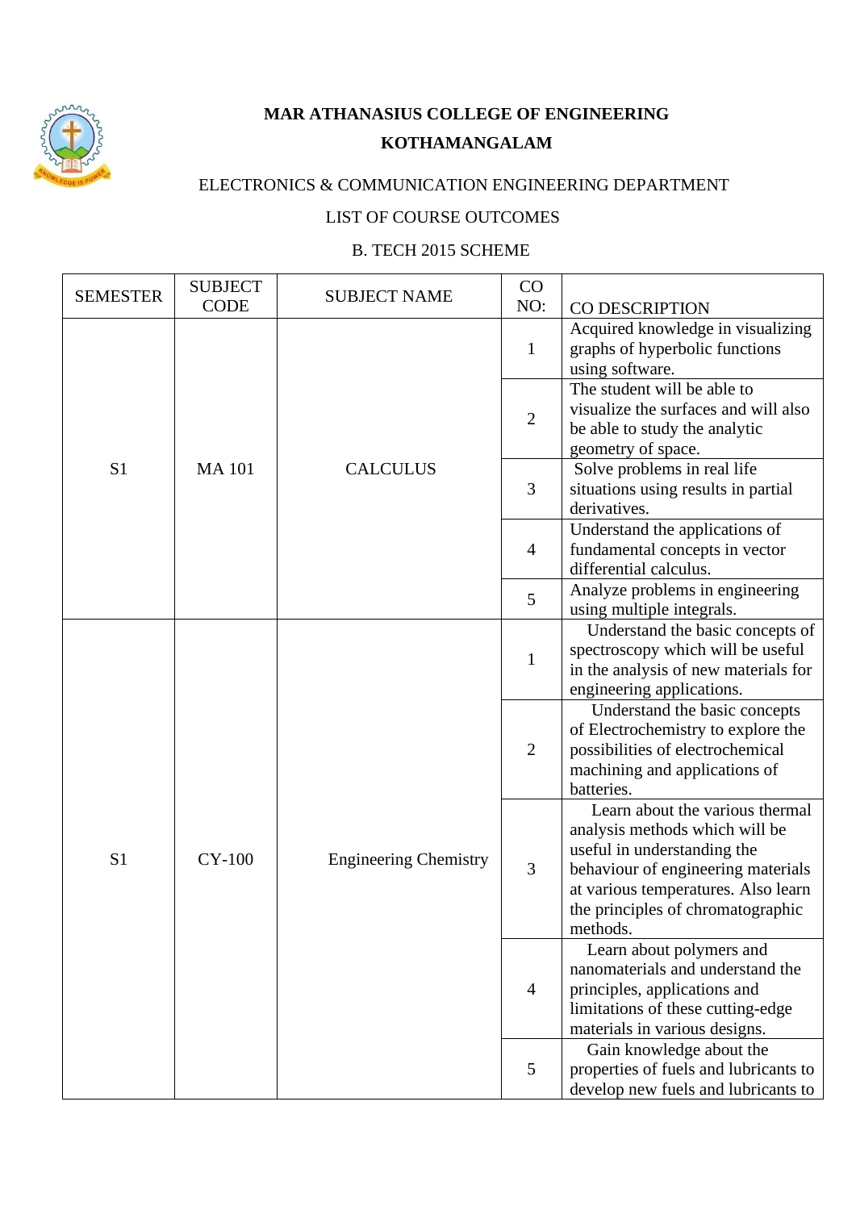**MAR ATHANASIUS COLLEGE OF ENGINEERING**

**KOTHAMANGALAM**

ELECTRONICS & COMMUNICATION ENGINEERING DEPARTMENT

LIST OF COURSE OUTCOMES

B. TECH 2015 SCHEME

| SEMESTER | SUBJECT CODE | SUBJECT NAME | CO NO: | CO DESCRIPTION |
|---|---|---|---|---|
| S1 | MA 101 | CALCULUS | 1 | Acquired knowledge in visualizing graphs of hyperbolic functions using software. |
| | | | 2 | The student will be able to visualize the surfaces and will also be able to study the analytic geometry of space. |
| | | | 3 | Solve problems in real life situations using results in partial derivatives. |
| | | | 4 | Understand the applications of fundamental concepts in vector differential calculus. |
| | | | 5 | Analyze problems in engineering using multiple integrals. |
| S1 | CY-100 | Engineering Chemistry | 1 | Understand the basic concepts of spectroscopy which will be useful in the analysis of new materials for engineering applications. |
| | | | 2 | Understand the basic concepts of Electrochemistry to explore the possibilities of electrochemical machining and applications of batteries. |
| | | | 3 | Learn about the various thermal analysis methods which will be useful in understanding the behaviour of engineering materials at various temperatures. Also learn the principles of chromatographic methods. |
| | | | 4 | Learn about polymers and nanomaterials and understand the principles, applications and limitations of these cutting-edge materials in various designs. |
| | | | 5 | Gain knowledge about the properties of fuels and lubricants to develop new fuels and lubricants to |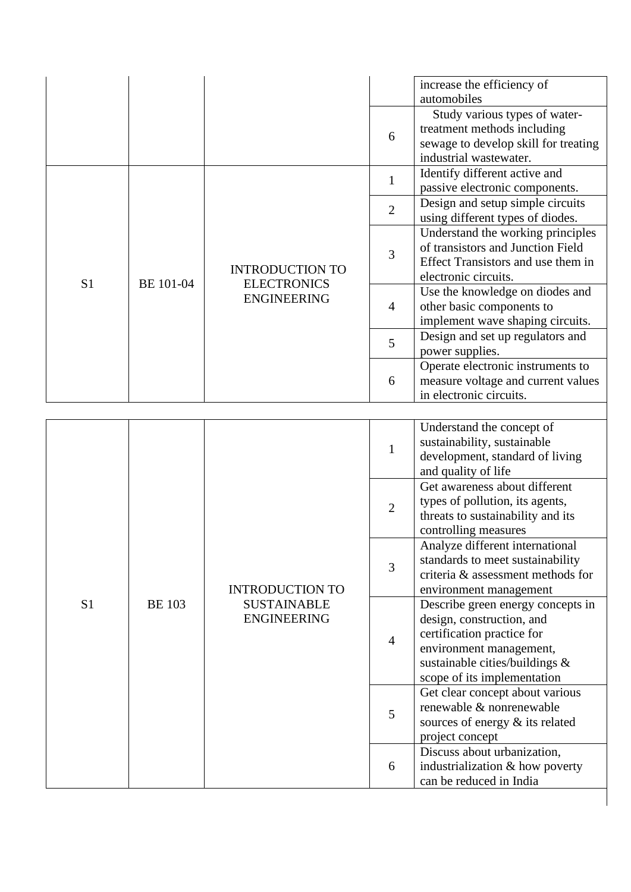| | | | | increase the efficiency of automobiles |
|---|---|---|---|---|
| | | | 6 | Study various types of water-treatment methods including sewage to develop skill for treating industrial wastewater. |
| S1 | BE 101-04 | INTRODUCTION TO ELECTRONICS ENGINEERING | 1 | Identify different active and passive electronic components. |
| | | | 2 | Design and setup simple circuits using different types of diodes. |
| | | | 3 | Understand the working principles of transistors and Junction Field Effect Transistors and use them in electronic circuits. |
| | | | 4 | Use the knowledge on diodes and other basic components to implement wave shaping circuits. |
| | | | 5 | Design and set up regulators and power supplies. |
| | | | 6 | Operate electronic instruments to measure voltage and current values in electronic circuits. |

| S1 | BE 103 | INTRODUCTION TO SUSTAINABLE ENGINEERING | 1 | Understand the concept of sustainability, sustainable development, standard of living and quality of life |
|---|---|---|---|---|
| | | | 2 | Get awareness about different types of pollution, its agents, threats to sustainability and its controlling measures |
| | | | 3 | Analyze different international standards to meet sustainability criteria & assessment methods for environment management |
| | | | 4 | Describe green energy concepts in design, construction, and certification practice for environment management, sustainable cities/buildings & scope of its implementation |
| | | | 5 | Get clear concept about various renewable & nonrenewable sources of energy & its related project concept |
| | | | 6 | Discuss about urbanization, industrialization & how poverty can be reduced in India |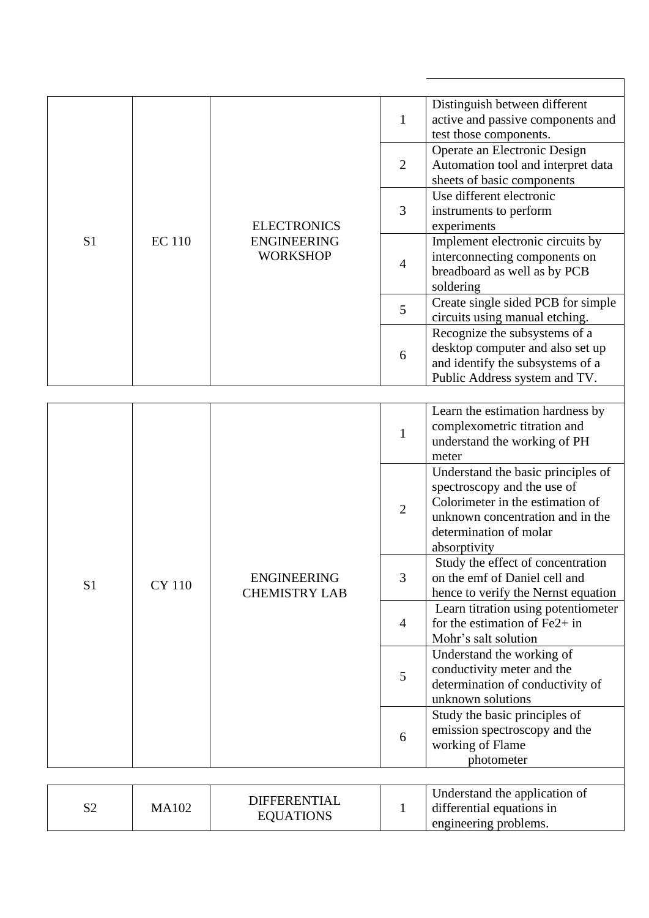| | | | | |
|---|---|---|---|---|
| S1 | EC 110 | ELECTRONICS ENGINEERING WORKSHOP | 1 | Distinguish between different active and passive components and test those components. |
| | | | 2 | Operate an Electronic Design Automation tool and interpret data sheets of basic components |
| | | | 3 | Use different electronic instruments to perform experiments |
| | | | 4 | Implement electronic circuits by interconnecting components on breadboard as well as by PCB soldering |
| | | | 5 | Create single sided PCB for simple circuits using manual etching. |
| | | | 6 | Recognize the subsystems of a desktop computer and also set up and identify the subsystems of a Public Address system and TV. |

| | | | | |
|---|---|---|---|---|
| S1 | CY 110 | ENGINEERING CHEMISTRY LAB | 1 | Learn the estimation hardness by complexometric titration and understand the working of PH meter |
| | | | 2 | Understand the basic principles of spectroscopy and the use of Colorimeter in the estimation of unknown concentration and in the determination of molar absorptivity |
| | | | 3 | Study the effect of concentration on the emf of Daniel cell and hence to verify the Nernst equation |
| | | | 4 | Learn titration using potentiometer for the estimation of $Fe^{2+}$ in Mohr's salt solution |
| | | | 5 | Understand the working of conductivity meter and the determination of conductivity of unknown solutions |
| | | | 6 | Study the basic principles of emission spectroscopy and the working of Flame photometer |

| | | | | |
|---|---|---|---|---|
| S2 | MA102 | DIFFERENTIAL EQUATIONS | 1 | Understand the application of differential equations in engineering problems. |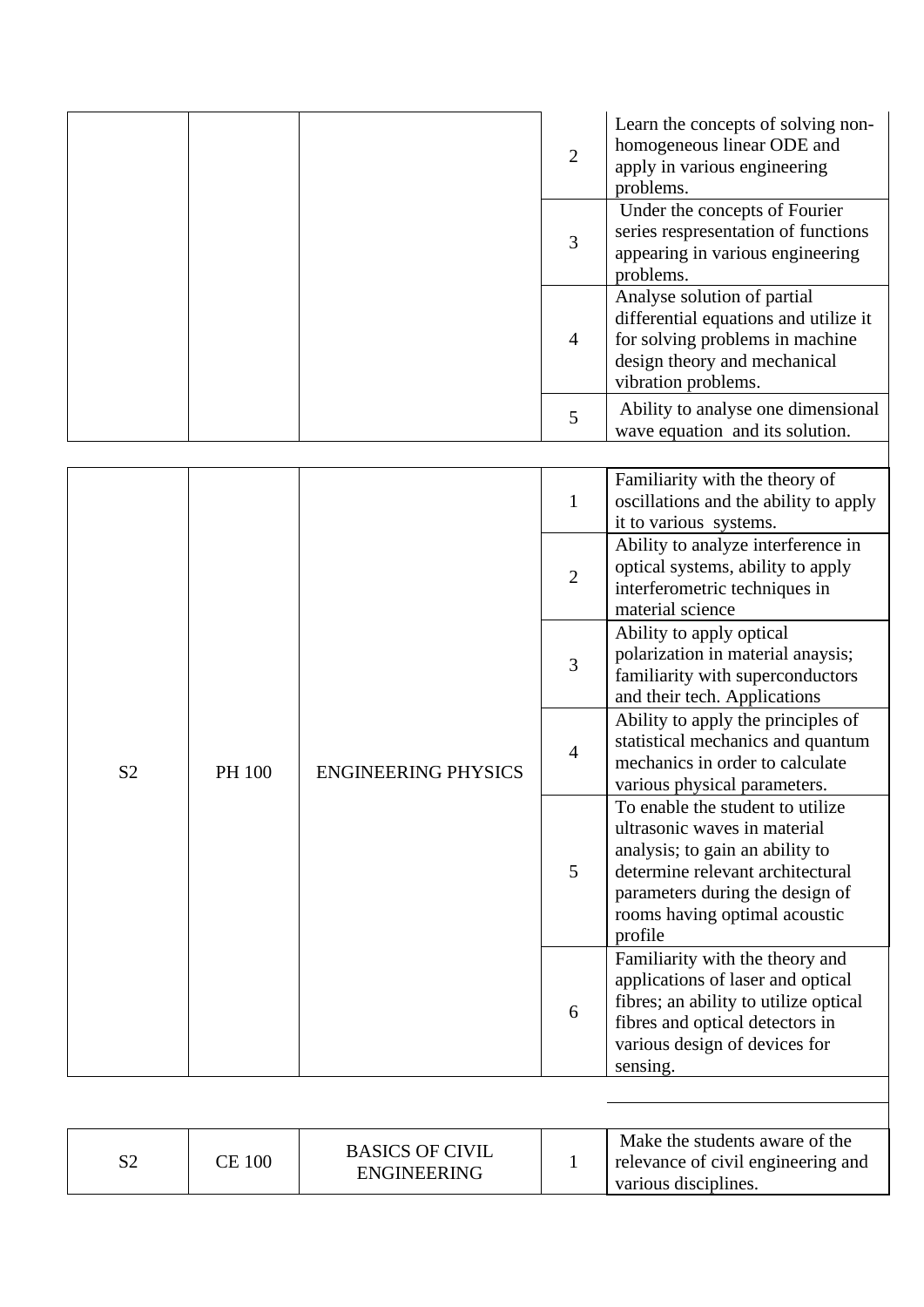| | | | 2 | Learn the concepts of solving non-homogeneous linear ODE and apply in various engineering problems. |
|---|---|---|---|---|
| | | | 3 | Under the concepts of Fourier series respresentation of functions appearing in various engineering problems. |
| | | | 4 | Analyse solution of partial differential equations and utilize it for solving problems in machine design theory and mechanical vibration problems. |
| | | | 5 | Ability to analyse one dimensional wave equation and its solution. |

| | | | | |
|---|---|---|---|---|
| S2 | PH 100 | ENGINEERING PHYSICS | 1 | Familiarity with the theory of oscillations and the ability to apply it to various systems. |
| | | | 2 | Ability to analyze interference in optical systems, ability to apply interferometric techniques in material science |
| | | | 3 | Ability to apply optical polarization in material anaysis; familiarity with superconductors and their tech. Applications |
| | | | 4 | Ability to apply the principles of statistical mechanics and quantum mechanics in order to calculate various physical parameters. |
| | | | 5 | To enable the student to utilize ultrasonic waves in material analysis; to gain an ability to determine relevant architectural parameters during the design of rooms having optimal acoustic profile |
| | | | 6 | Familiarity with the theory and applications of laser and optical fibres; an ability to utilize optical fibres and optical detectors in various design of devices for sensing. |

| | | | | |
|---|---|---|---|---|
| S2 | CE 100 | BASICS OF CIVIL ENGINEERING | 1 | Make the students aware of the relevance of civil engineering and various disciplines. |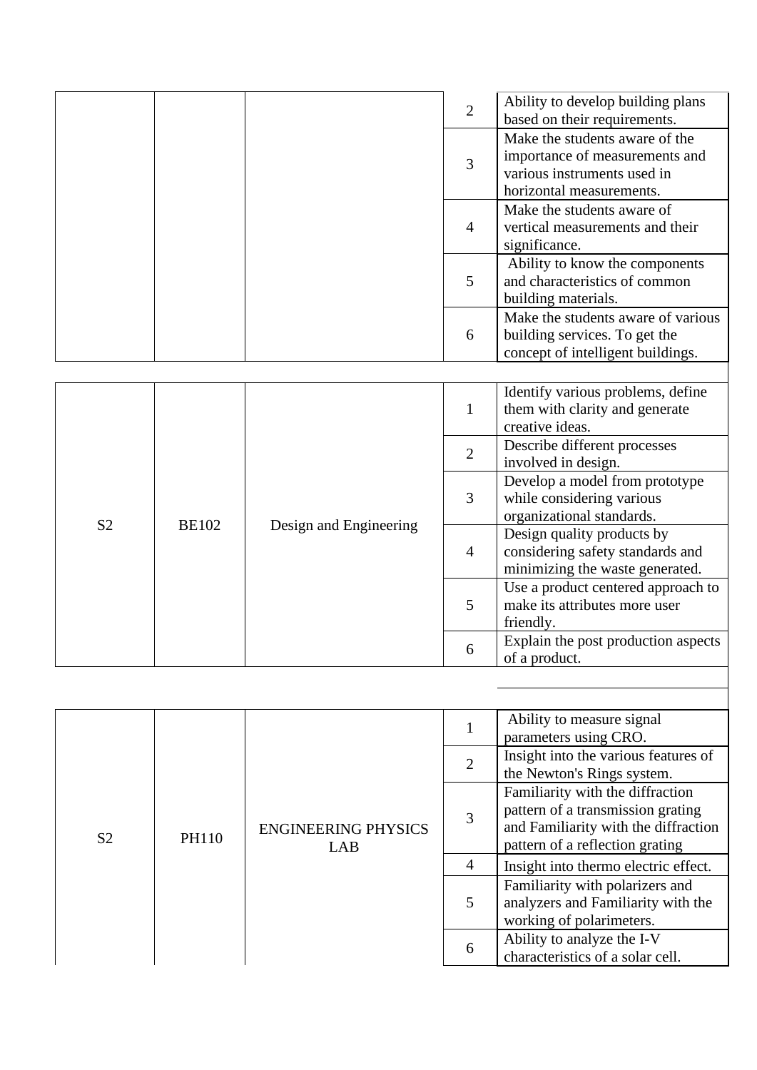| | | | 2 | Ability to develop building plans based on their requirements. |
|---|---|---|---|---|
| | | | 3 | Make the students aware of the importance of measurements and various instruments used in horizontal measurements. |
| | | | 4 | Make the students aware of vertical measurements and their significance. |
| | | | 5 | Ability to know the components and characteristics of common building materials. |
| | | | 6 | Make the students aware of various building services. To get the concept of intelligent buildings. |

| | | | | |
|---|---|---|---|---|
| S2 | BE102 | Design and Engineering | 1 | Identify various problems, define them with clarity and generate creative ideas. |
| | | | 2 | Describe different processes involved in design. |
| | | | 3 | Develop a model from prototype while considering various organizational standards. |
| | | | 4 | Design quality products by considering safety standards and minimizing the waste generated. |
| | | | 5 | Use a product centered approach to make its attributes more user friendly. |
| | | | 6 | Explain the post production aspects of a product. |

| | | | | |
|---|---|---|---|---|
| S2 | PH110 | ENGINEERING PHYSICS LAB | 1 | Ability to measure signal parameters using CRO. |
| | | | 2 | Insight into the various features of the Newton's Rings system. |
| | | | 3 | Familiarity with the diffraction pattern of a transmission grating and Familiarity with the diffraction pattern of a reflection grating |
| | | | 4 | Insight into thermo electric effect. |
| | | | 5 | Familiarity with polarizers and analyzers and Familiarity with the working of polarimeters. |
| | | | 6 | Ability to analyze the I-V characteristics of a solar cell. |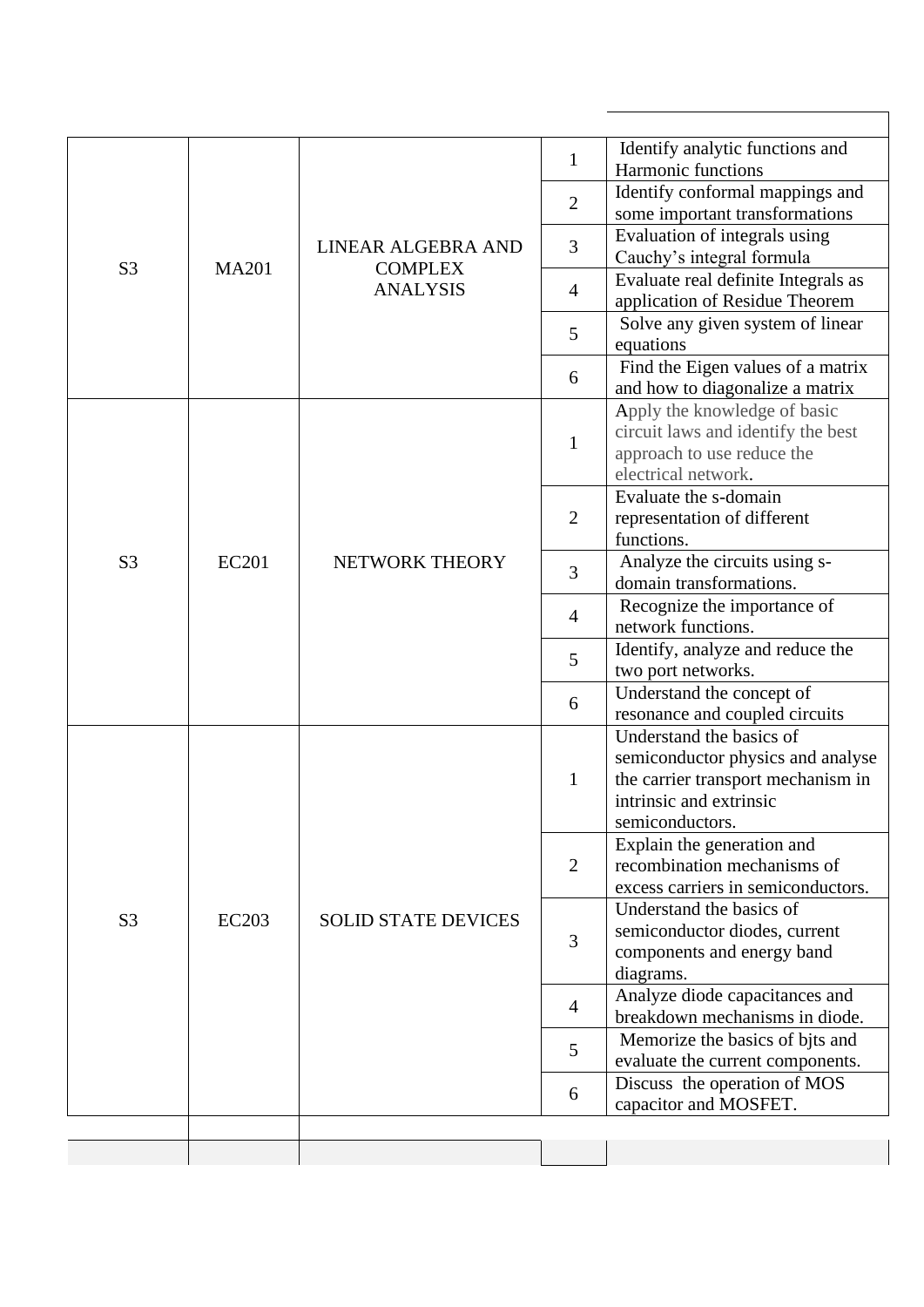| | | | | |
|---|---|---|---|---|
| S3 | MA201 | LINEAR ALGEBRA AND COMPLEX ANALYSIS | 1 | Identify analytic functions and Harmonic functions |
| | | | 2 | Identify conformal mappings and some important transformations |
| | | | 3 | Evaluation of integrals using Cauchy's integral formula |
| | | | 4 | Evaluate real definite Integrals as application of Residue Theorem |
| | | | 5 | Solve any given system of linear equations |
| | | | 6 | Find the Eigen values of a matrix and how to diagonalize a matrix |
| S3 | EC201 | NETWORK THEORY | 1 | Apply the knowledge of basic circuit laws and identify the best approach to use reduce the electrical network. |
| | | | 2 | Evaluate the s-domain representation of different functions. |
| | | | 3 | Analyze the circuits using s-domain transformations. |
| | | | 4 | Recognize the importance of network functions. |
| | | | 5 | Identify, analyze and reduce the two port networks. |
| | | | 6 | Understand the concept of resonance and coupled circuits |
| S3 | EC203 | SOLID STATE DEVICES | 1 | Understand the basics of semiconductor physics and analyse the carrier transport mechanism in intrinsic and extrinsic semiconductors. |
| | | | 2 | Explain the generation and recombination mechanisms of excess carriers in semiconductors. |
| | | | 3 | Understand the basics of semiconductor diodes, current components and energy band diagrams. |
| | | | 4 | Analyze diode capacitances and breakdown mechanisms in diode. |
| | | | 5 | Memorize the basics of bjts and evaluate the current components. |
| | | | 6 | Discuss the operation of MOS capacitor and MOSFET. |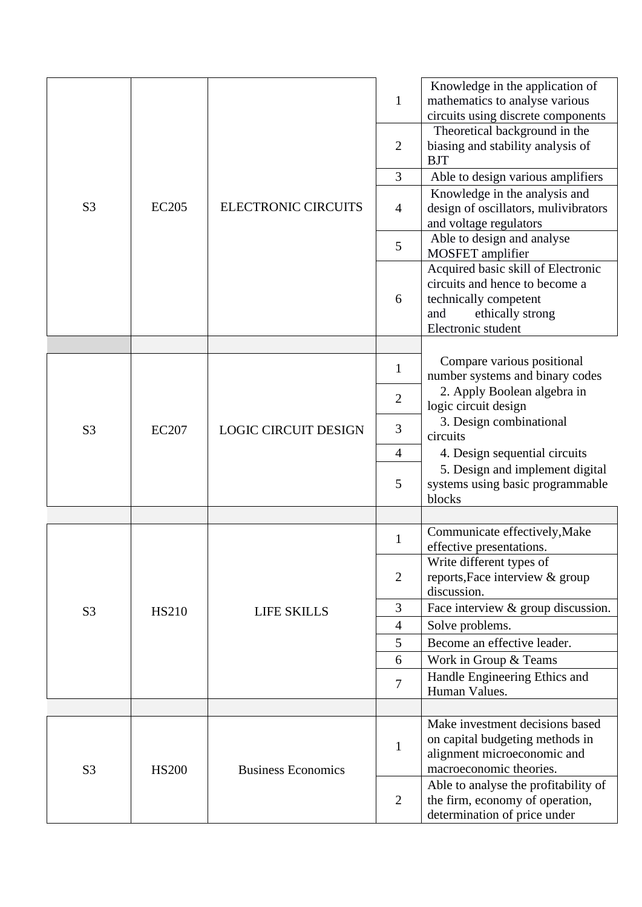| | | | | |
|---|---|---|---|---|
| S3 | EC205 | ELECTRONIC CIRCUITS | 1 | Knowledge in the application of mathematics to analyse various circuits using discrete components |
| | | | 2 | Theoretical background in the biasing and stability analysis of BJT |
| | | | 3 | Able to design various amplifiers |
| | | | 4 | Knowledge in the analysis and design of oscillators, mulivibrators and voltage regulators |
| | | | 5 | Able to design and analyse MOSFET amplifier |
| | | | 6 | Acquired basic skill of Electronic circuits and hence to become a technically competent and ethically strong Electronic student |
| | | | | |
| S3 | EC207 | LOGIC CIRCUIT DESIGN | 1 | Compare various positional number systems and binary codes |
| | | | 2 | 2. Apply Boolean algebra in logic circuit design |
| | | | 3 | 3. Design combinational circuits |
| | | | 4 | 4. Design sequential circuits |
| | | | 5 | 5. Design and implement digital systems using basic programmable blocks |
| | | | | |
| S3 | HS210 | LIFE SKILLS | 1 | Communicate effectively,Make effective presentations. |
| | | | 2 | Write different types of reports,Face interview & group discussion. |
| | | | 3 | Face interview & group discussion. |
| | | | 4 | Solve problems. |
| | | | 5 | Become an effective leader. |
| | | | 6 | Work in Group & Teams |
| | | | 7 | Handle Engineering Ethics and Human Values. |
| | | | | |
| S3 | HS200 | Business Economics | 1 | Make investment decisions based on capital budgeting methods in alignment microeconomic and macroeconomic theories. |
| | | | 2 | Able to analyse the profitability of the firm, economy of operation, determination of price under |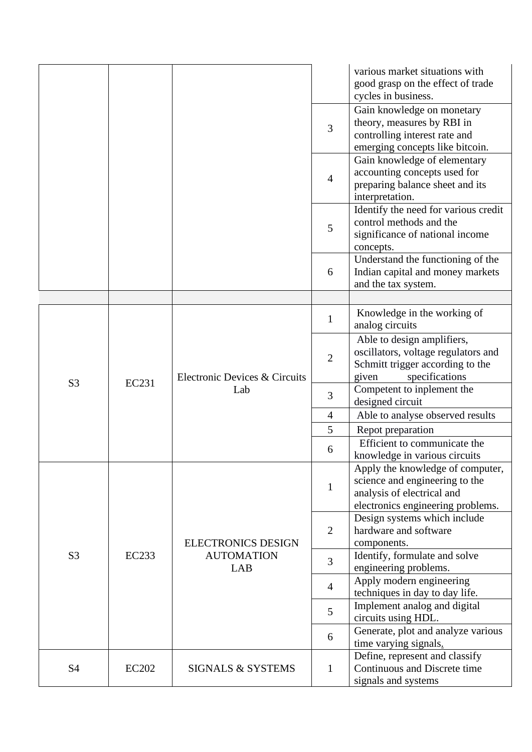| | | | | |
|---|---|---|---|---|
| | | | | various market situations with good grasp on the effect of trade cycles in business. |
| | | | 3 | Gain knowledge on monetary theory, measures by RBI in controlling interest rate and emerging concepts like bitcoin. |
| | | | 4 | Gain knowledge of elementary accounting concepts used for preparing balance sheet and its interpretation. |
| | | | 5 | Identify the need for various credit control methods and the significance of national income concepts. |
| | | | 6 | Understand the functioning of the Indian capital and money markets and the tax system. |
| | | | | |
| S3 | EC231 | Electronic Devices & Circuits Lab | 1 | Knowledge in the working of analog circuits |
| | | | 2 | Able to design amplifiers, oscillators, voltage regulators and Schmitt trigger according to the given specifications |
| | | | 3 | Competent to inplement the designed circuit |
| | | | 4 | Able to analyse observed results |
| | | | 5 | Repot preparation |
| | | | 6 | Efficient to communicate the knowledge in various circuits |
| S3 | EC233 | ELECTRONICS DESIGN AUTOMATION LAB | 1 | Apply the knowledge of computer, science and engineering to the analysis of electrical and electronics engineering problems. |
| | | | 2 | Design systems which include hardware and software components. |
| | | | 3 | Identify, formulate and solve engineering problems. |
| | | | 4 | Apply modern engineering techniques in day to day life. |
| | | | 5 | Implement analog and digital circuits using HDL. |
| | | | 6 | Generate, plot and analyze various time varying signals. |
| S4 | EC202 | SIGNALS & SYSTEMS | 1 | Define, represent and classify Continuous and Discrete time signals and systems |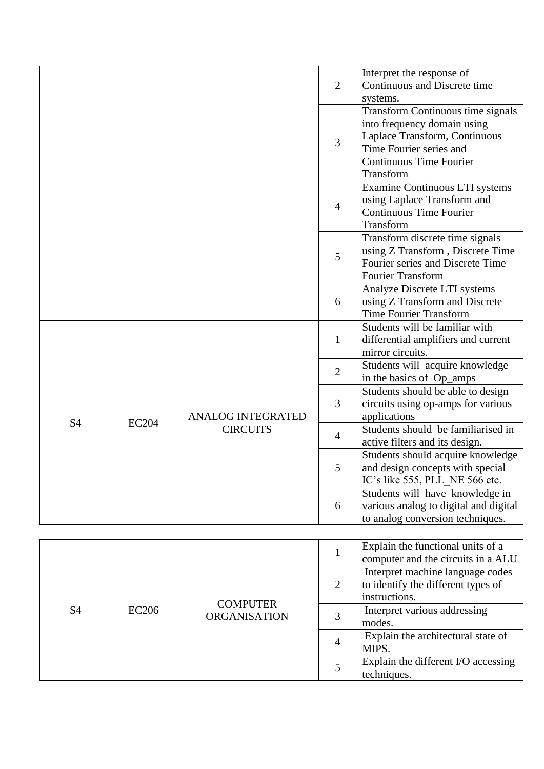| | | | | |
|---|---|---|---|---|
| | | | 2 | Interpret the response of Continuous and Discrete time systems. |
| | | | 3 | Transform Continuous time signals into frequency domain using Laplace Transform, Continuous Time Fourier series and Continuous Time Fourier Transform |
| | | | 4 | Examine Continuous LTI systems using Laplace Transform and Continuous Time Fourier Transform |
| | | | 5 | Transform discrete time signals using Z Transform , Discrete Time Fourier series and Discrete Time Fourier Transform |
| | | | 6 | Analyze Discrete LTI systems using Z Transform and Discrete Time Fourier Transform |
| S4 | EC204 | ANALOG INTEGRATED CIRCUITS | 1 | Students will be familiar with differential amplifiers and current mirror circuits. |
| | | | 2 | Students will acquire knowledge in the basics of Op_amps |
| | | | 3 | Students should be able to design circuits using op-amps for various applications |
| | | | 4 | Students should be familiarised in active filters and its design. |
| | | | 5 | Students should acquire knowledge and design concepts with special IC's like 555, PLL_NE 566 etc. |
| | | | 6 | Students will have knowledge in various analog to digital and digital to analog conversion techniques. |

| | | | | |
|---|---|---|---|---|
| S4 | EC206 | COMPUTER ORGANISATION | 1 | Explain the functional units of a computer and the circuits in a ALU |
| | | | 2 | Interpret machine language codes to identify the different types of instructions. |
| | | | 3 | Interpret various addressing modes. |
| | | | 4 | Explain the architectural state of MIPS. |
| | | | 5 | Explain the different I/O accessing techniques. |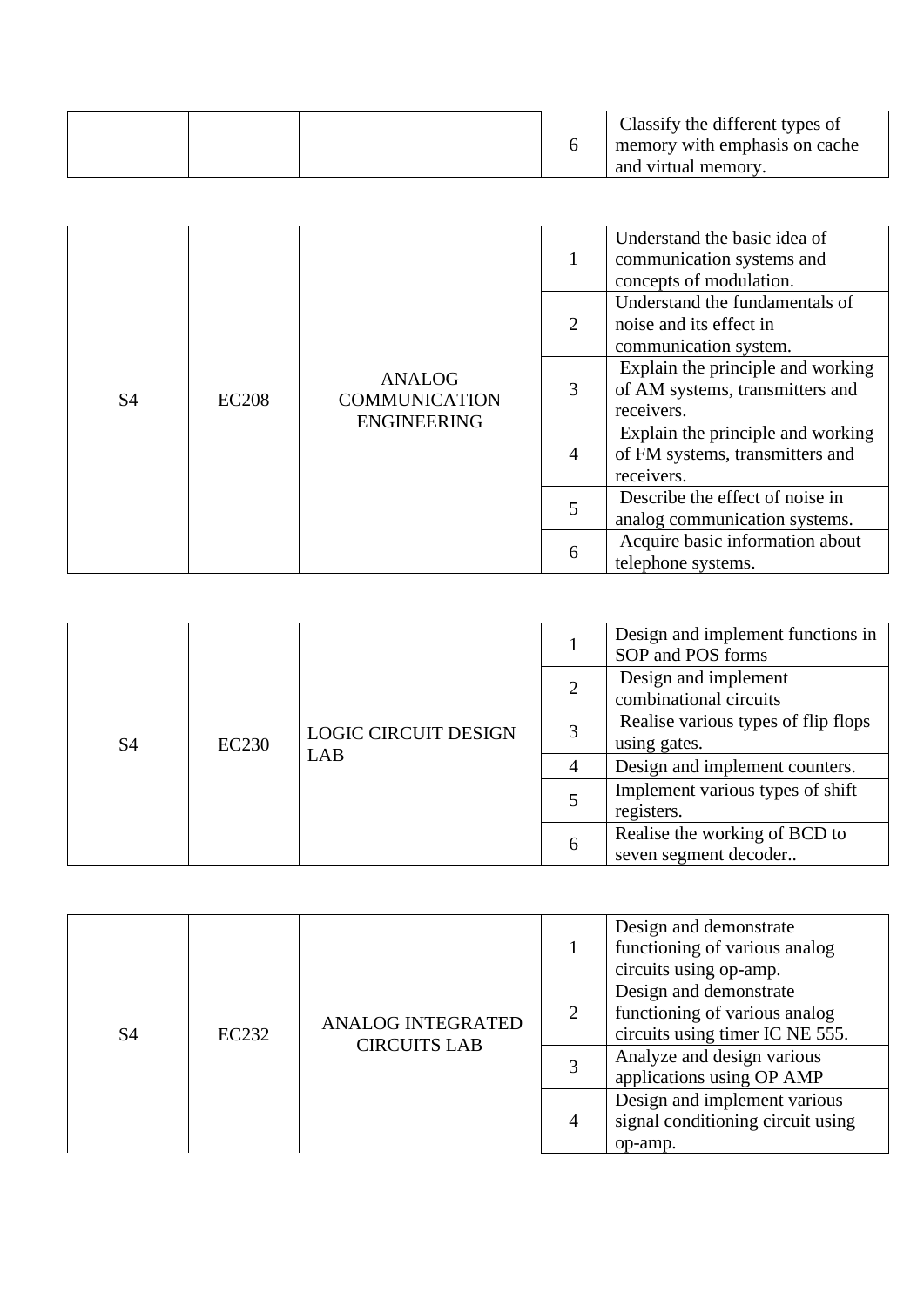| | | | 6 | Classify the different types of memory with emphasis on cache and virtual memory. |
|---|---|---|---|---|

| | | | | |
|---|---|---|---|---|
| S4 | EC208 | ANALOG COMMUNICATION ENGINEERING | 1 | Understand the basic idea of communication systems and concepts of modulation. |
| | | | 2 | Understand the fundamentals of noise and its effect in communication system. |
| | | | 3 | Explain the principle and working of AM systems, transmitters and receivers. |
| | | | 4 | Explain the principle and working of FM systems, transmitters and receivers. |
| | | | 5 | Describe the effect of noise in analog communication systems. |
| | | | 6 | Acquire basic information about telephone systems. |

| | | | | |
|---|---|---|---|---|
| S4 | EC230 | LOGIC CIRCUIT DESIGN LAB | 1 | Design and implement functions in SOP and POS forms |
| | | | 2 | Design and implement combinational circuits |
| | | | 3 | Realise various types of flip flops using gates. |
| | | | 4 | Design and implement counters. |
| | | | 5 | Implement various types of shift registers. |
| | | | 6 | Realise the working of BCD to seven segment decoder.. |

| | | | | |
|---|---|---|---|---|
| S4 | EC232 | ANALOG INTEGRATED CIRCUITS LAB | 1 | Design and demonstrate functioning of various analog circuits using op-amp. |
| | | | 2 | Design and demonstrate functioning of various analog circuits using timer IC NE 555. |
| | | | 3 | Analyze and design various applications using OP AMP |
| | | | 4 | Design and implement various signal conditioning circuit using op-amp. |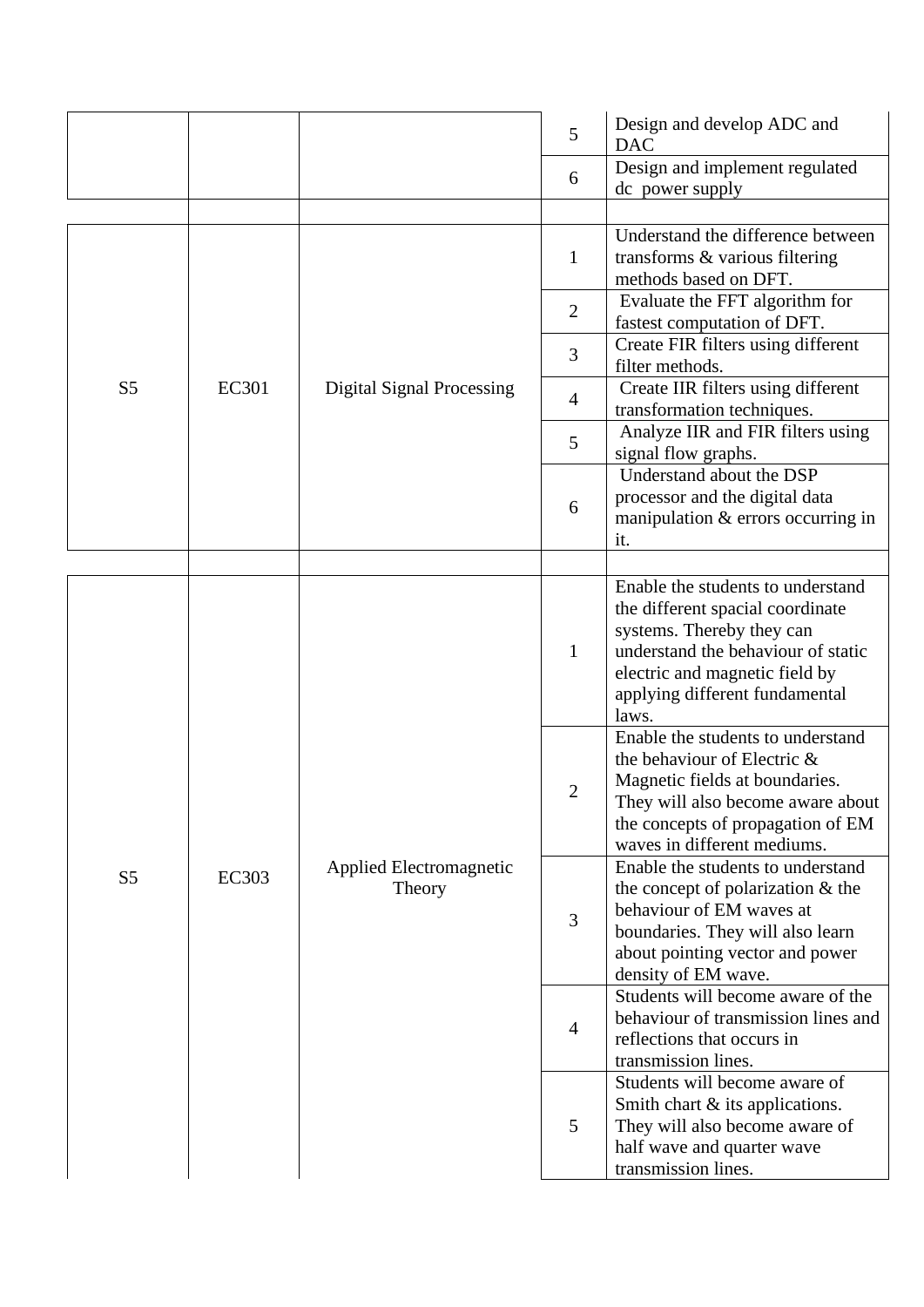| | | | | |
|---|---|---|---|---|
| | | | 5 | Design and develop ADC and DAC |
| | | | 6 | Design and implement regulated dc power supply |
| | | | | |
| S5 | EC301 | Digital Signal Processing | 1 | Understand the difference between transforms & various filtering methods based on DFT. |
| | | | 2 | Evaluate the FFT algorithm for fastest computation of DFT. |
| | | | 3 | Create FIR filters using different filter methods. |
| | | | 4 | Create IIR filters using different transformation techniques. |
| | | | 5 | Analyze IIR and FIR filters using signal flow graphs. |
| | | | 6 | Understand about the DSP processor and the digital data manipulation & errors occurring in it. |
| | | | | |
| S5 | EC303 | Applied Electromagnetic Theory | 1 | Enable the students to understand the different spacial coordinate systems. Thereby they can understand the behaviour of static electric and magnetic field by applying different fundamental laws. |
| | | | 2 | Enable the students to understand the behaviour of Electric & Magnetic fields at boundaries. They will also become aware about the concepts of propagation of EM waves in different mediums. |
| | | | 3 | Enable the students to understand the concept of polarization & the behaviour of EM waves at boundaries. They will also learn about pointing vector and power density of EM wave. |
| | | | 4 | Students will become aware of the behaviour of transmission lines and reflections that occurs in transmission lines. |
| | | | 5 | Students will become aware of Smith chart & its applications. They will also become aware of half wave and quarter wave transmission lines. |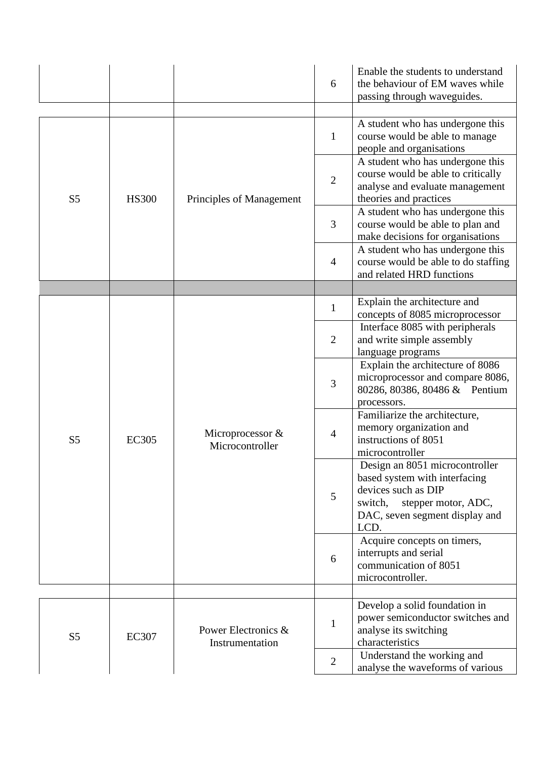| | | | 6 | Enable the students to understand the behaviour of EM waves while passing through waveguides. |
|---|---|---|---|---|
| | | | | |
| S5 | HS300 | Principles of Management | 1 | A student who has undergone this course would be able to manage people and organisations |
| | | | 2 | A student who has undergone this course would be able to critically analyse and evaluate management theories and practices |
| | | | 3 | A student who has undergone this course would be able to plan and make decisions for organisations |
| | | | 4 | A student who has undergone this course would be able to do staffing and related HRD functions |
| | | | | |
| S5 | EC305 | Microprocessor & Microcontroller | 1 | Explain the architecture and concepts of 8085 microprocessor |
| | | | 2 | Interface 8085 with peripherals and write simple assembly language programs |
| | | | 3 | Explain the architecture of 8086 microprocessor and compare 8086, 80286, 80386, 80486 & Pentium processors. |
| | | | 4 | Familiarize the architecture, memory organization and instructions of 8051 microcontroller |
| | | | 5 | Design an 8051 microcontroller based system with interfacing devices such as DIP switch, stepper motor, ADC, DAC, seven segment display and LCD. |
| | | | 6 | Acquire concepts on timers, interrupts and serial communication of 8051 microcontroller. |
| | | | | |
| S5 | EC307 | Power Electronics & Instrumentation | 1 | Develop a solid foundation in power semiconductor switches and analyse its switching characteristics |
| | | | 2 | Understand the working and analyse the waveforms of various |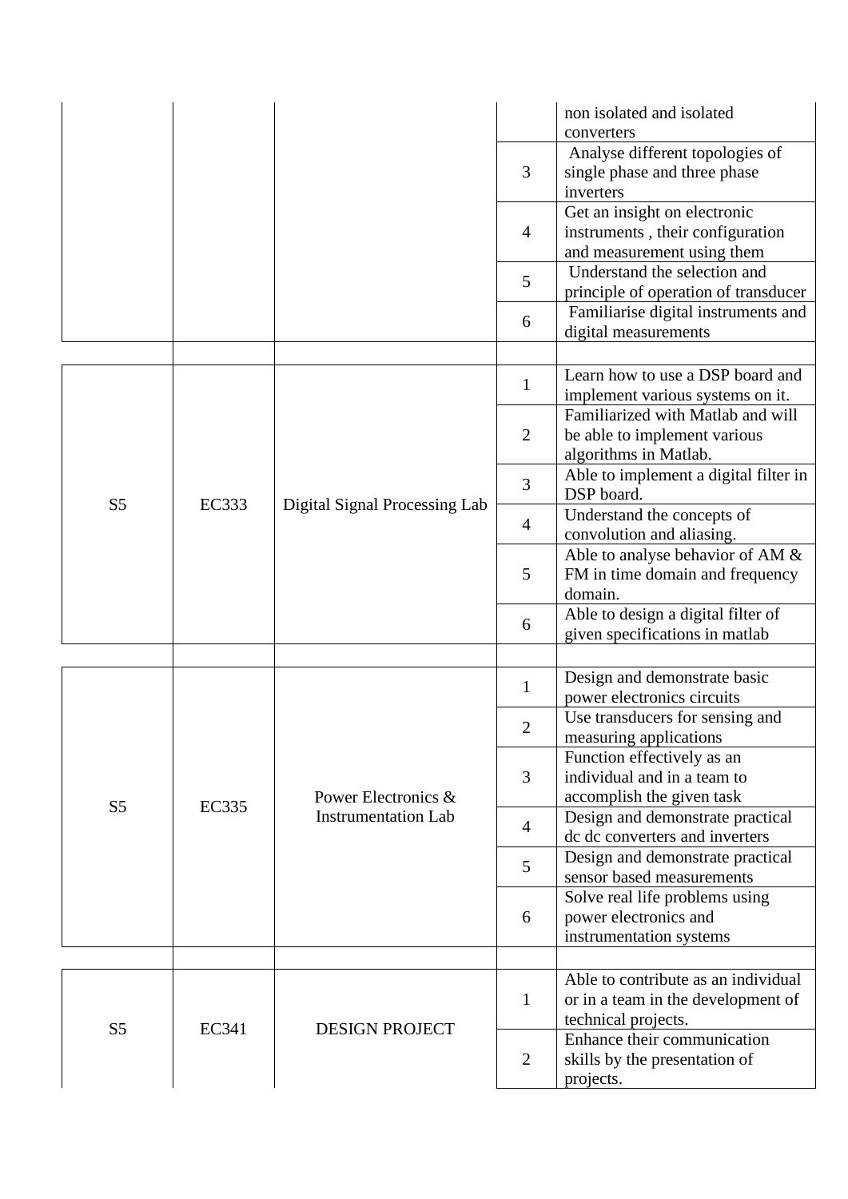| | | | | non isolated and isolated converters |
|---|---|---|---|---|
| | | | 3 | Analyse different topologies of single phase and three phase inverters |
| | | | 4 | Get an insight on electronic instruments , their configuration and measurement using them |
| | | | 5 | Understand the selection and principle of operation of transducer |
| | | | 6 | Familiarise digital instruments and digital measurements |
| | | | | |
| S5 | EC333 | Digital Signal Processing Lab | 1 | Learn how to use a DSP board and implement various systems on it. |
| | | | 2 | Familiarized with Matlab and will be able to implement various algorithms in Matlab. |
| | | | 3 | Able to implement a digital filter in DSP board. |
| | | | 4 | Understand the concepts of convolution and aliasing. |
| | | | 5 | Able to analyse behavior of AM & FM in time domain and frequency domain. |
| | | | 6 | Able to design a digital filter of given specifications in matlab |
| | | | | |
| S5 | EC335 | Power Electronics & Instrumentation Lab | 1 | Design and demonstrate basic power electronics circuits |
| | | | 2 | Use transducers for sensing and measuring applications |
| | | | 3 | Function effectively as an individual and in a team to accomplish the given task |
| | | | 4 | Design and demonstrate practical dc dc converters and inverters |
| | | | 5 | Design and demonstrate practical sensor based measurements |
| | | | 6 | Solve real life problems using power electronics and instrumentation systems |
| | | | | |
| S5 | EC341 | DESIGN PROJECT | 1 | Able to contribute as an individual or in a team in the development of technical projects. |
| | | | 2 | Enhance their communication skills by the presentation of projects. |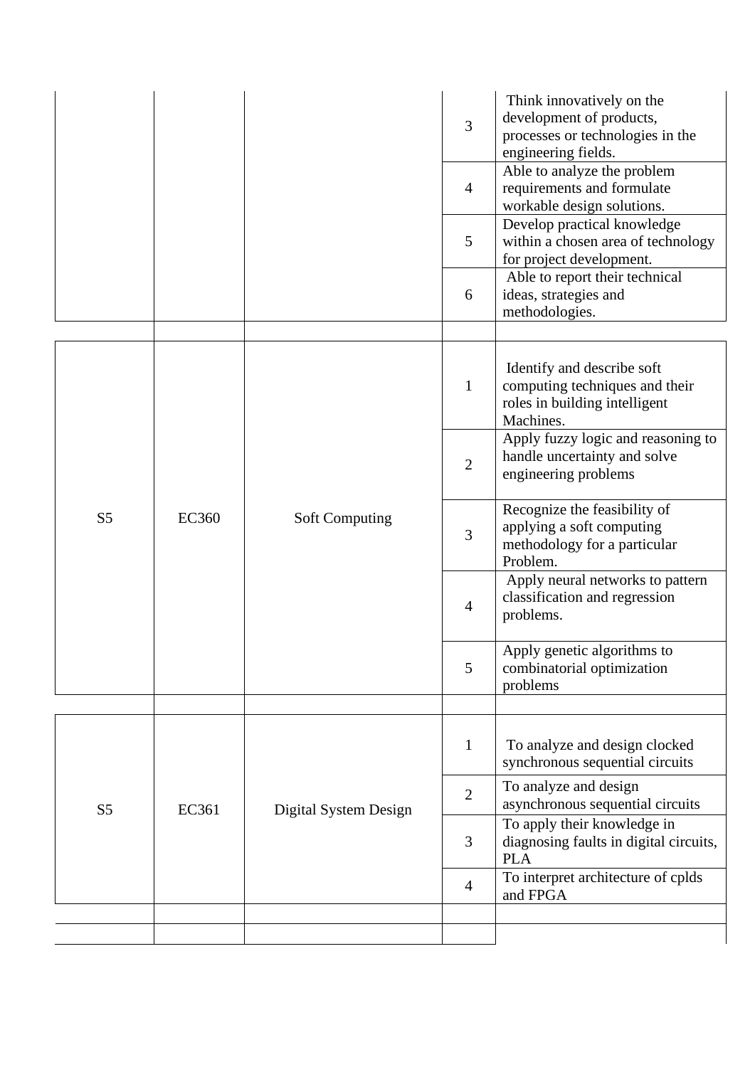| | | | | |
|---|---|---|---|---|
| | | | 3 | Think innovatively on the development of products, processes or technologies in the engineering fields. |
| | | | 4 | Able to analyze the problem requirements and formulate workable design solutions. |
| | | | 5 | Develop practical knowledge within a chosen area of technology for project development. |
| | | | 6 | Able to report their technical ideas, strategies and methodologies. |
| | | | | |
| S5 | EC360 | Soft Computing | 1 | Identify and describe soft computing techniques and their roles in building intelligent Machines. |
| | | | 2 | Apply fuzzy logic and reasoning to handle uncertainty and solve engineering problems |
| | | | 3 | Recognize the feasibility of applying a soft computing methodology for a particular Problem. |
| | | | 4 | Apply neural networks to pattern classification and regression problems. |
| | | | 5 | Apply genetic algorithms to combinatorial optimization problems |
| | | | | |
| S5 | EC361 | Digital System Design | 1 | To analyze and design clocked synchronous sequential circuits |
| | | | 2 | To analyze and design asynchronous sequential circuits |
| | | | 3 | To apply their knowledge in diagnosing faults in digital circuits, PLA |
| | | | 4 | To interpret architecture of cplds and FPGA |
| | | | | |
| | | | | |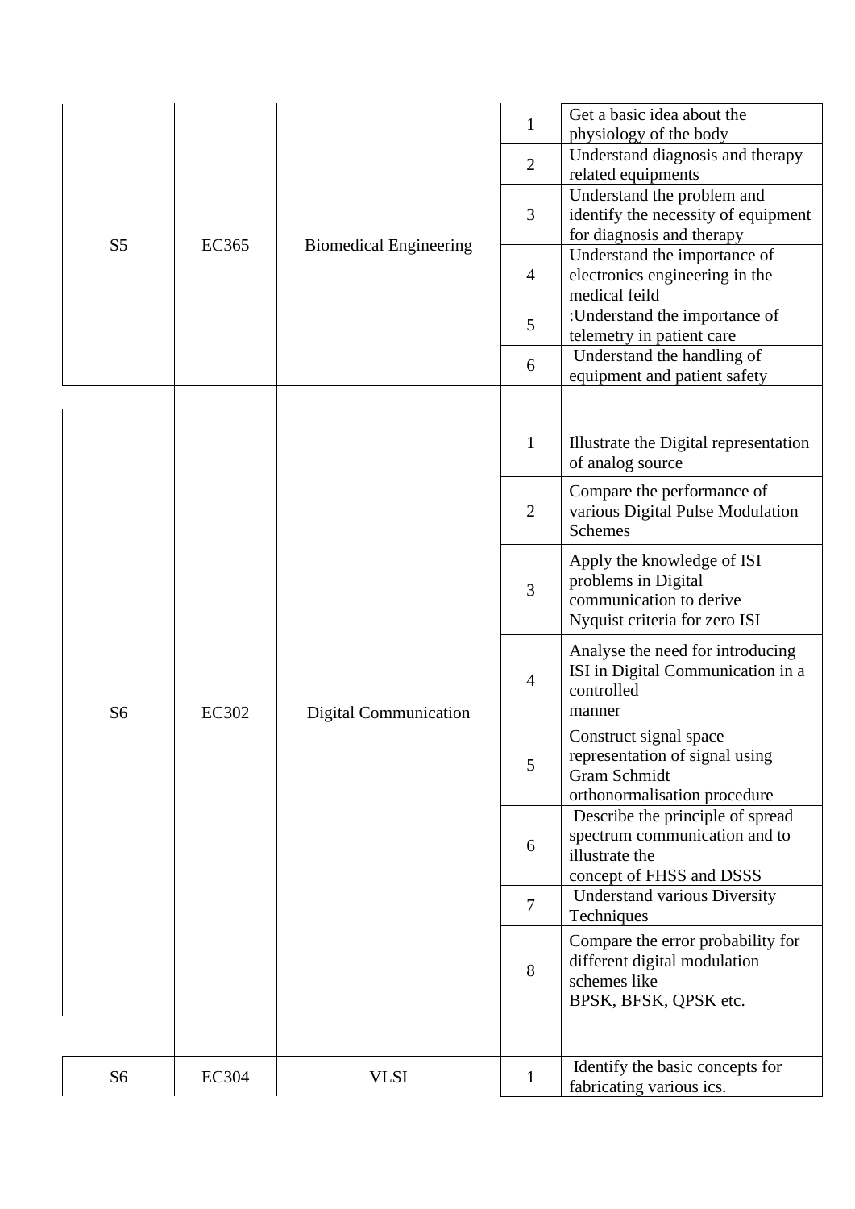| | | | | |
|---|---|---|---|---|
| S5 | EC365 | Biomedical Engineering | 1 | Get a basic idea about the physiology of the body |
| | | | 2 | Understand diagnosis and therapy related equipments |
| | | | 3 | Understand the problem and identify the necessity of equipment for diagnosis and therapy |
| | | | 4 | Understand the importance of electronics engineering in the medical feild |
| | | | 5 | :Understand the importance of telemetry in patient care |
| | | | 6 | Understand the handling of equipment and patient safety |
| | | | | |
| S6 | EC302 | Digital Communication | 1 | Illustrate the Digital representation of analog source |
| | | | 2 | Compare the performance of various Digital Pulse Modulation Schemes |
| | | | 3 | Apply the knowledge of ISI problems in Digital communication to derive Nyquist criteria for zero ISI |
| | | | 4 | Analyse the need for introducing ISI in Digital Communication in a controlled manner |
| | | | 5 | Construct signal space representation of signal using Gram Schmidt orthonormalisation procedure |
| | | | 6 | Describe the principle of spread spectrum communication and to illustrate the concept of FHSS and DSSS |
| | | | 7 | Understand various Diversity Techniques |
| | | | 8 | Compare the error probability for different digital modulation schemes like BPSK, BFSK, QPSK etc. |
| | | | | |
| S6 | EC304 | VLSI | 1 | Identify the basic concepts for fabricating various ics. |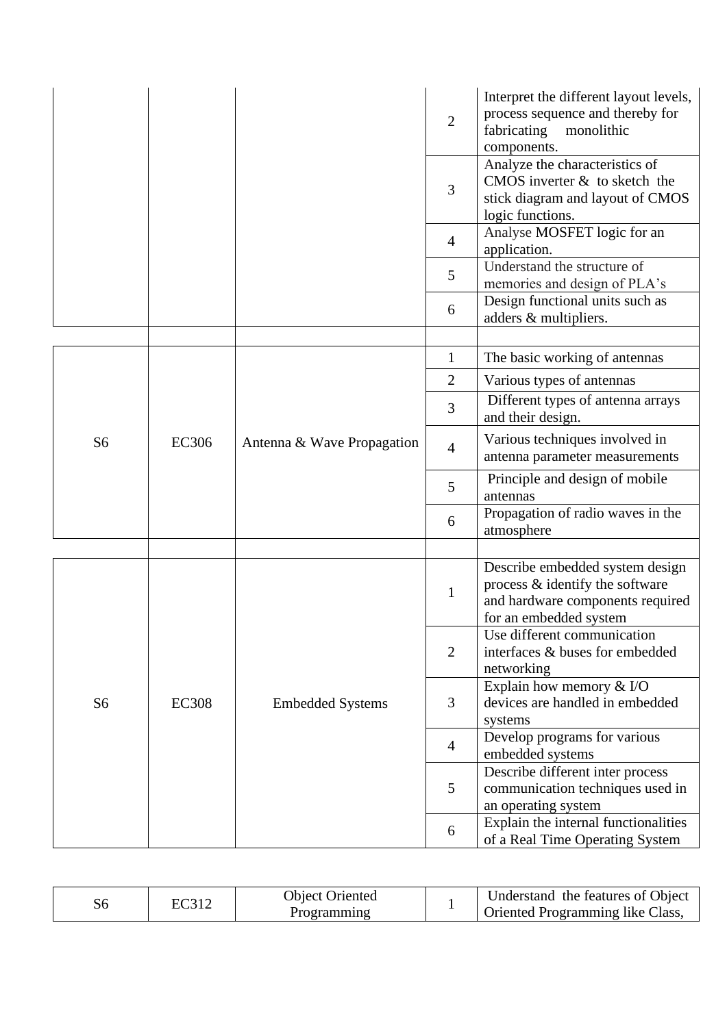| | | | 2 | Interpret the different layout levels, process sequence and thereby for fabricating monolithic components. |
|---|---|---|---|---|
| | | | 3 | Analyze the characteristics of CMOS inverter & to sketch the stick diagram and layout of CMOS logic functions. |
| | | | 4 | Analyse MOSFET logic for an application. |
| | | | 5 | Understand the structure of memories and design of PLA's |
| | | | 6 | Design functional units such as adders & multipliers. |

| | | | | |
|---|---|---|---|---|
| S6 | EC306 | Antenna & Wave Propagation | 1 | The basic working of antennas |
| | | | 2 | Various types of antennas |
| | | | 3 | Different types of antenna arrays and their design. |
| | | | 4 | Various techniques involved in antenna parameter measurements |
| | | | 5 | Principle and design of mobile antennas |
| | | | 6 | Propagation of radio waves in the atmosphere |

| | | | | |
|---|---|---|---|---|
| S6 | EC308 | Embedded Systems | 1 | Describe embedded system design process & identify the software and hardware components required for an embedded system |
| | | | 2 | Use different communication interfaces & buses for embedded networking |
| | | | 3 | Explain how memory & I/O devices are handled in embedded systems |
| | | | 4 | Develop programs for various embedded systems |
| | | | 5 | Describe different inter process communication techniques used in an operating system |
| | | | 6 | Explain the internal functionalities of a Real Time Operating System |

| | | | | |
|---|---|---|---|---|
| S6 | EC312 | Object Oriented Programming | 1 | Understand the features of Object Oriented Programming like Class, |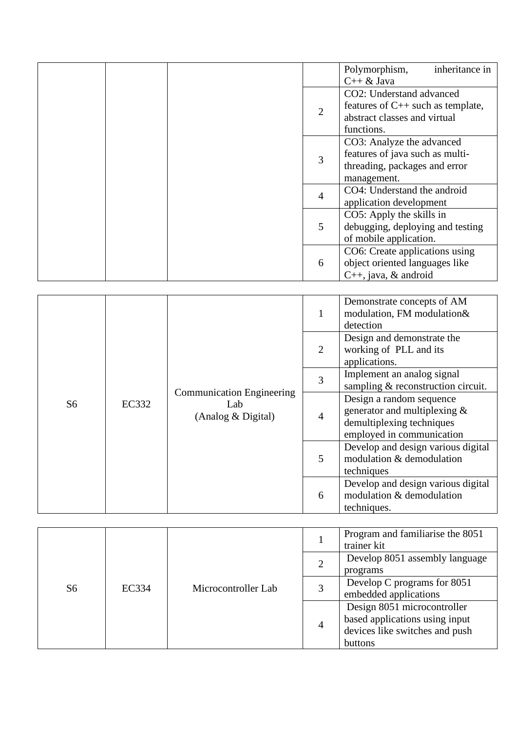| | | | | Polymorphism, inheritance in C++ & Java |
|---|---|---|---|---|
| | | | 2 | CO2: Understand advanced features of C++ such as template, abstract classes and virtual functions. |
| | | | 3 | CO3: Analyze the advanced features of java such as multi-threading, packages and error management. |
| | | | 4 | CO4: Understand the android application development |
| | | | 5 | CO5: Apply the skills in debugging, deploying and testing of mobile application. |
| | | | 6 | CO6: Create applications using object oriented languages like C++, java, & android |

| | | | | |
|---|---|---|---|---|
| S6 | EC332 | Communication Engineering Lab (Analog & Digital) | 1 | Demonstrate concepts of AM modulation, FM modulation& detection |
| | | | 2 | Design and demonstrate the working of PLL and its applications. |
| | | | 3 | Implement an analog signal sampling & reconstruction circuit. |
| | | | 4 | Design a random sequence generator and multiplexing & demultiplexing techniques employed in communication |
| | | | 5 | Develop and design various digital modulation & demodulation techniques |
| | | | 6 | Develop and design various digital modulation & demodulation techniques. |

| | | | | |
|---|---|---|---|---|
| S6 | EC334 | Microcontroller Lab | 1 | Program and familiarise the 8051 trainer kit |
| | | | 2 | Develop 8051 assembly language programs |
| | | | 3 | Develop C programs for 8051 embedded applications |
| | | | 4 | Design 8051 microcontroller based applications using input devices like switches and push buttons |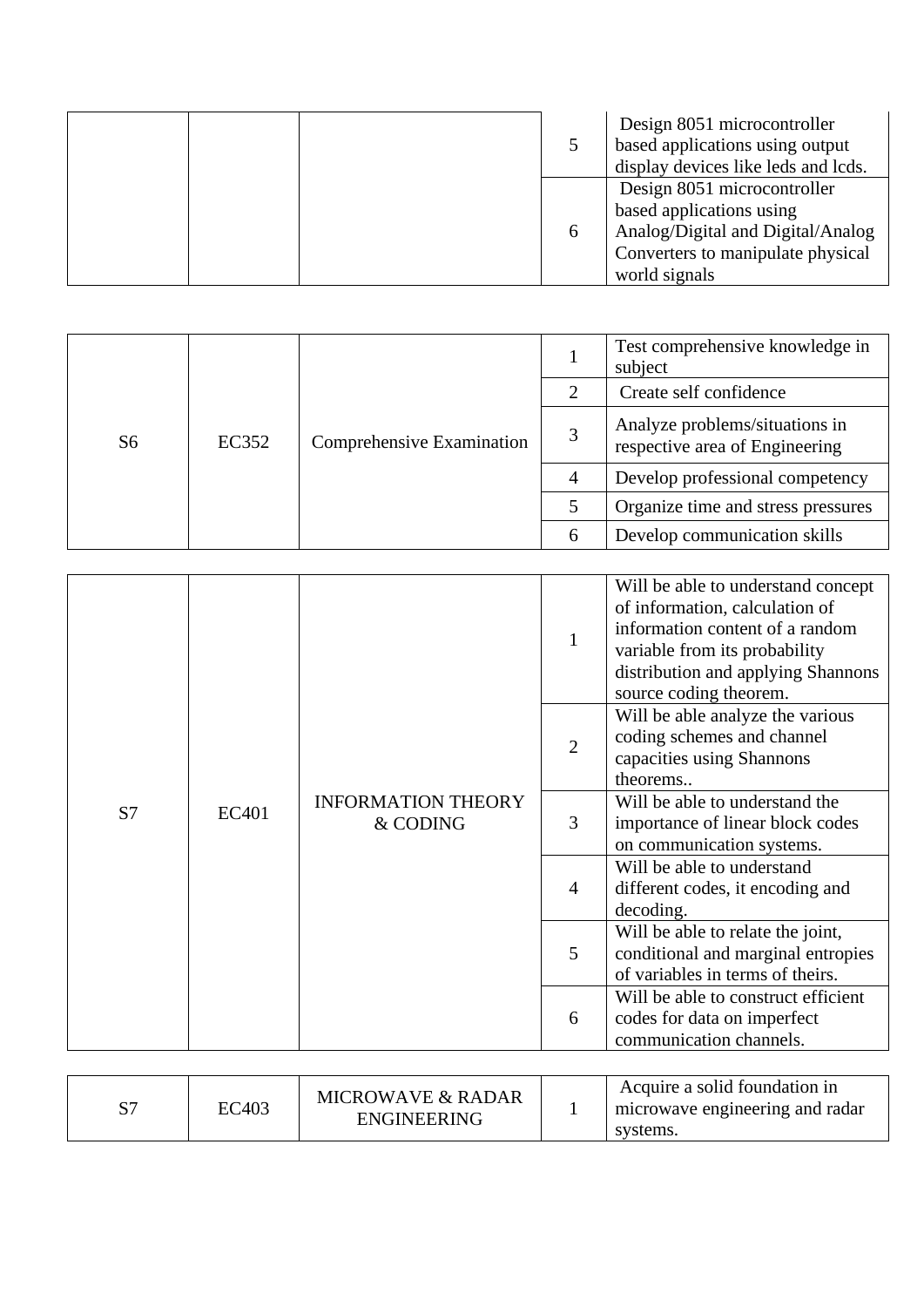| | | | | |
|---|---|---|---|---|
| | | | 5 | Design 8051 microcontroller based applications using output display devices like leds and lcds. |
| | | | 6 | Design 8051 microcontroller based applications using Analog/Digital and Digital/Analog Converters to manipulate physical world signals |

| | | | | |
|---|---|---|---|---|
| S6 | EC352 | Comprehensive Examination | 1 | Test comprehensive knowledge in subject |
| | | | 2 | Create self confidence |
| | | | 3 | Analyze problems/situations in respective area of Engineering |
| | | | 4 | Develop professional competency |
| | | | 5 | Organize time and stress pressures |
| | | | 6 | Develop communication skills |

| | | | | |
|---|---|---|---|---|
| S7 | EC401 | INFORMATION THEORY & CODING | 1 | Will be able to understand concept of information, calculation of information content of a random variable from its probability distribution and applying Shannons source coding theorem. |
| | | | 2 | Will be able analyze the various coding schemes and channel capacities using Shannons theorems.. |
| | | | 3 | Will be able to understand the importance of linear block codes on communication systems. |
| | | | 4 | Will be able to understand different codes, it encoding and decoding. |
| | | | 5 | Will be able to relate the joint, conditional and marginal entropies of variables in terms of theirs. |
| | | | 6 | Will be able to construct efficient codes for data on imperfect communication channels. |

| | | | | |
|---|---|---|---|---|
| S7 | EC403 | MICROWAVE & RADAR ENGINEERING | 1 | Acquire a solid foundation in microwave engineering and radar systems. |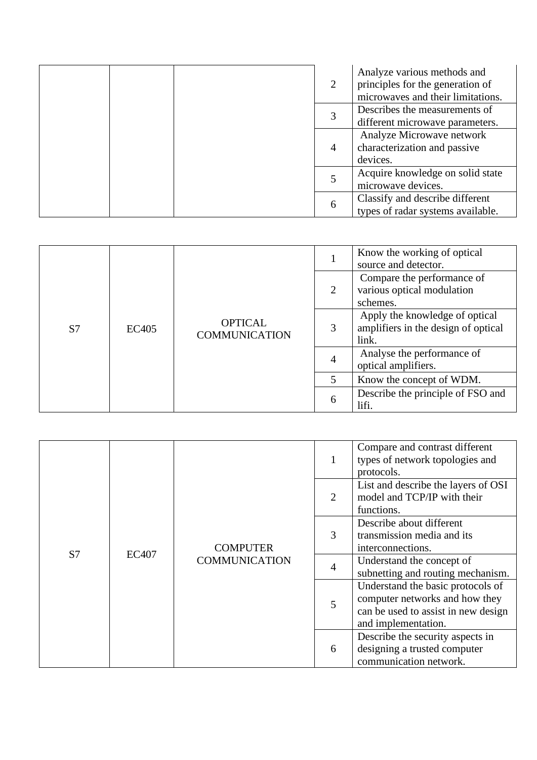| | | | 2 | Analyze various methods and principles for the generation of microwaves and their limitations. |
|---|---|---|---|---|
| | | | 3 | Describes the measurements of different microwave parameters. |
| | | | 4 | Analyze Microwave network characterization and passive devices. |
| | | | 5 | Acquire knowledge on solid state microwave devices. |
| | | | 6 | Classify and describe different types of radar systems available. |

| | | | | |
|---|---|---|---|---|
| S7 | EC405 | OPTICAL COMMUNICATION | 1 | Know the working of optical source and detector. |
| | | | 2 | Compare the performance of various optical modulation schemes. |
| | | | 3 | Apply the knowledge of optical amplifiers in the design of optical link. |
| | | | 4 | Analyse the performance of optical amplifiers. |
| | | | 5 | Know the concept of WDM. |
| | | | 6 | Describe the principle of FSO and lifi. |

| | | | | |
|---|---|---|---|---|
| S7 | EC407 | COMPUTER COMMUNICATION | 1 | Compare and contrast different types of network topologies and protocols. |
| | | | 2 | List and describe the layers of OSI model and TCP/IP with their functions. |
| | | | 3 | Describe about different transmission media and its interconnections. |
| | | | 4 | Understand the concept of subnetting and routing mechanism. |
| | | | 5 | Understand the basic protocols of computer networks and how they can be used to assist in new design and implementation. |
| | | | 6 | Describe the security aspects in designing a trusted computer communication network. |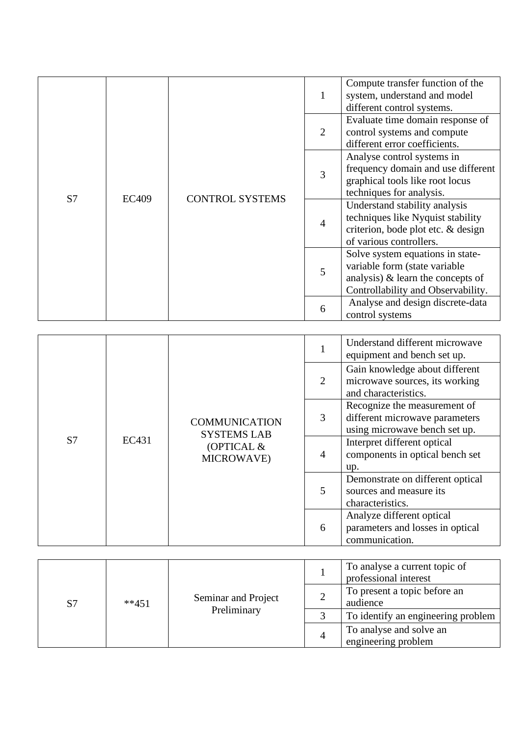| | | | | |
|---|---|---|---|---|
| S7 | EC409 | CONTROL SYSTEMS | 1 | Compute transfer function of the system, understand and model different control systems. |
| | | | 2 | Evaluate time domain response of control systems and compute different error coefficients. |
| | | | 3 | Analyse control systems in frequency domain and use different graphical tools like root locus techniques for analysis. |
| | | | 4 | Understand stability analysis techniques like Nyquist stability criterion, bode plot etc. & design of various controllers. |
| | | | 5 | Solve system equations in state-variable form (state variable analysis) & learn the concepts of Controllability and Observability. |
| | | | 6 | Analyse and design discrete-data control systems |

| | | | | |
|---|---|---|---|---|
| S7 | EC431 | COMMUNICATION SYSTEMS LAB (OPTICAL & MICROWAVE) | 1 | Understand different microwave equipment and bench set up. |
| | | | 2 | Gain knowledge about different microwave sources, its working and characteristics. |
| | | | 3 | Recognize the measurement of different microwave parameters using microwave bench set up. |
| | | | 4 | Interpret different optical components in optical bench set up. |
| | | | 5 | Demonstrate on different optical sources and measure its characteristics. |
| | | | 6 | Analyze different optical parameters and losses in optical communication. |

| | | | | |
|---|---|---|---|---|
| S7 | **451 | Seminar and Project Preliminary | 1 | To analyse a current topic of professional interest |
| | | | 2 | To present a topic before an audience |
| | | | 3 | To identify an engineering problem |
| | | | 4 | To analyse and solve an engineering problem |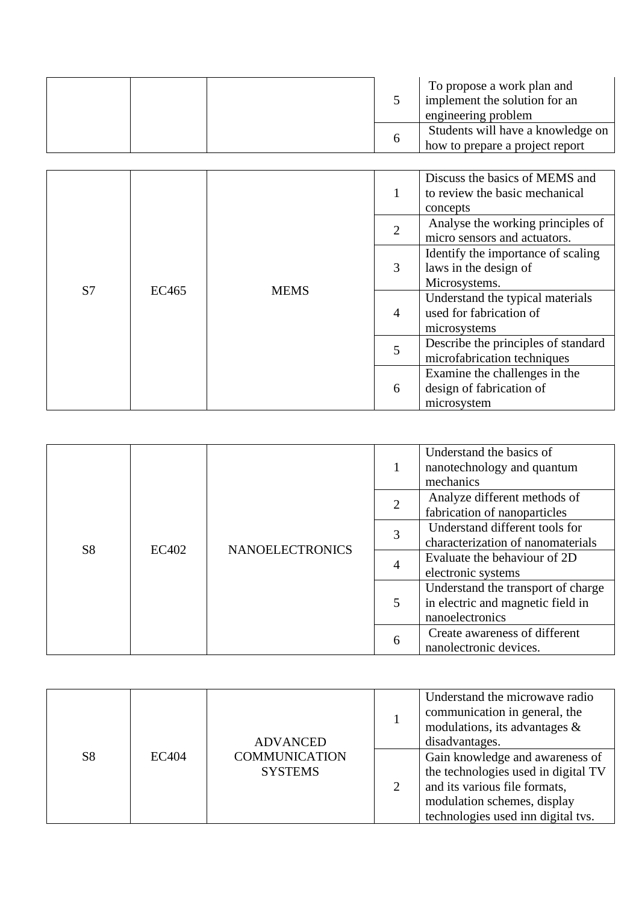| | | | 5 | To propose a work plan and implement the solution for an engineering problem |
|---|---|---|---|---|
| | | | 6 | Students will have a knowledge on how to prepare a project report |

| S7 | EC465 | MEMS | 1 | Discuss the basics of MEMS and to review the basic mechanical concepts |
|---|---|---|---|---|
| | | | 2 | Analyse the working principles of micro sensors and actuators. |
| | | | 3 | Identify the importance of scaling laws in the design of Microsystems. |
| | | | 4 | Understand the typical materials used for fabrication of microsystems |
| | | | 5 | Describe the principles of standard microfabrication techniques |
| | | | 6 | Examine the challenges in the design of fabrication of microsystem |

| S8 | EC402 | NANOELECTRONICS | 1 | Understand the basics of nanotechnology and quantum mechanics |
|---|---|---|---|---|
| | | | 2 | Analyze different methods of fabrication of nanoparticles |
| | | | 3 | Understand different tools for characterization of nanomaterials |
| | | | 4 | Evaluate the behaviour of 2D electronic systems |
| | | | 5 | Understand the transport of charge in electric and magnetic field in nanoelectronics |
| | | | 6 | Create awareness of different nanolectronic devices. |

| S8 | EC404 | ADVANCED COMMUNICATION SYSTEMS | 1 | Understand the microwave radio communication in general, the modulations, its advantages & disadvantages. |
|---|---|---|---|---|
| | | | 2 | Gain knowledge and awareness of the technologies used in digital TV and its various file formats, modulation schemes, display technologies used inn digital tvs. |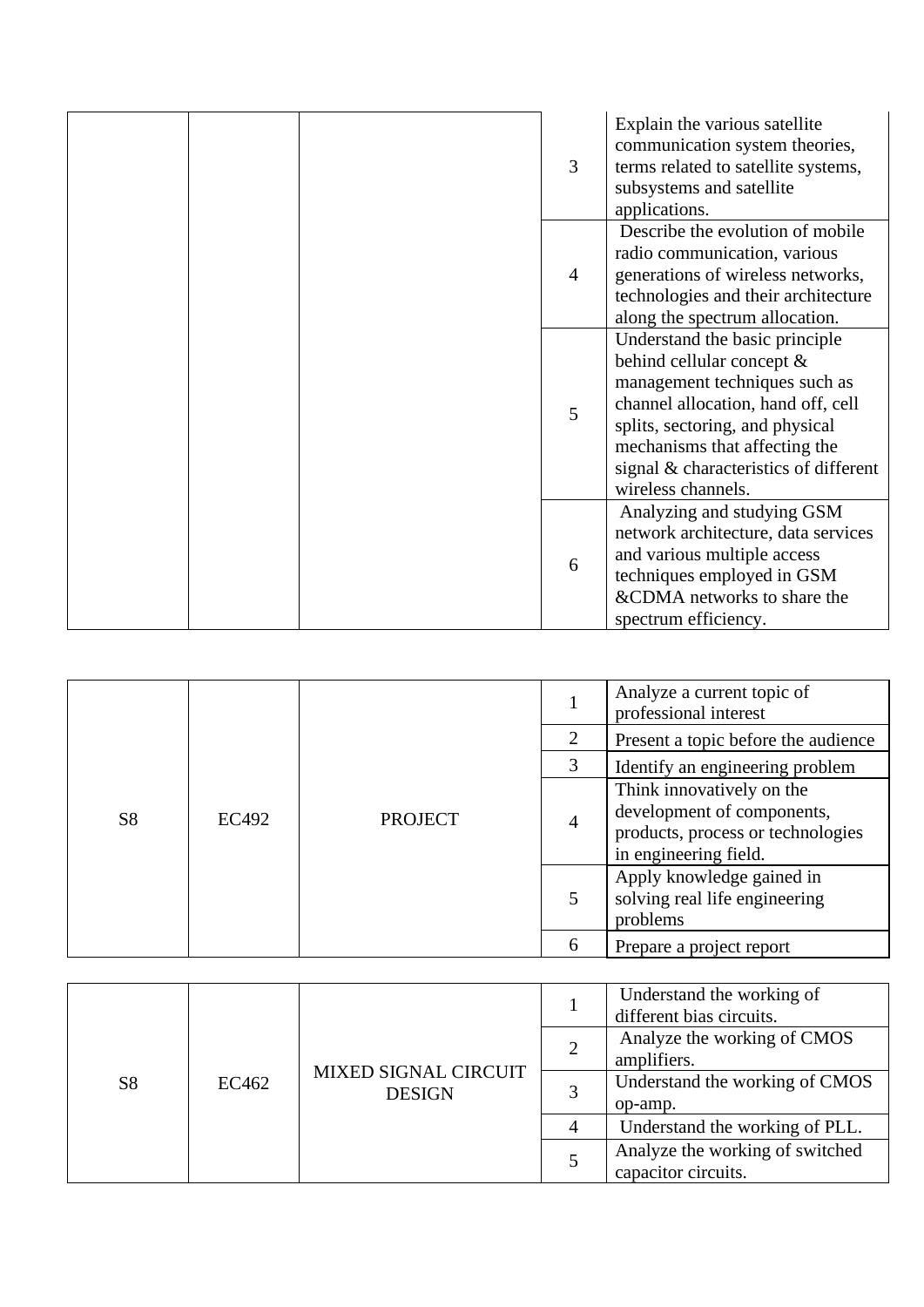|  |  |  |  |  |
|---|---|---|---|---|
|  |  |  | 3 | Explain the various satellite communication system theories, terms related to satellite systems, subsystems and satellite applications. |
|  |  |  | 4 | Describe the evolution of mobile radio communication, various generations of wireless networks, technologies and their architecture along the spectrum allocation. |
|  |  |  | 5 | Understand the basic principle behind cellular concept & management techniques such as channel allocation, hand off, cell splits, sectoring, and physical mechanisms that affecting the signal & characteristics of different wireless channels. |
|  |  |  | 6 | Analyzing and studying GSM network architecture, data services and various multiple access techniques employed in GSM &CDMA networks to share the spectrum efficiency. |

|  |  |  |  |  |
|---|---|---|---|---|
| S8 | EC492 | PROJECT | 1 | Analyze a current topic of professional interest |
|  |  |  | 2 | Present a topic before the audience |
|  |  |  | 3 | Identify an engineering problem |
|  |  |  | 4 | Think innovatively on the development of components, products, process or technologies in engineering field. |
|  |  |  | 5 | Apply knowledge gained in solving real life engineering problems |
|  |  |  | 6 | Prepare a project report |

|  |  |  |  |  |
|---|---|---|---|---|
| S8 | EC462 | MIXED SIGNAL CIRCUIT DESIGN | 1 | Understand the working of different bias circuits. |
|  |  |  | 2 | Analyze the working of CMOS amplifiers. |
|  |  |  | 3 | Understand the working of CMOS op-amp. |
|  |  |  | 4 | Understand the working of PLL. |
|  |  |  | 5 | Analyze the working of switched capacitor circuits. |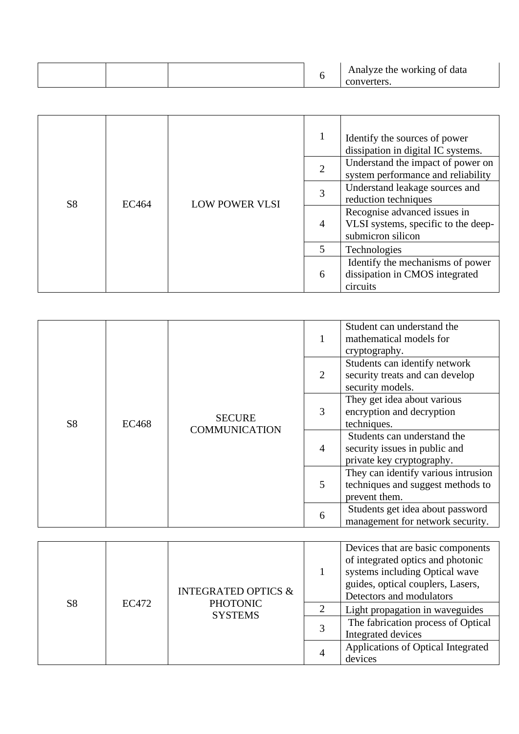| | | | | |
|---|---|---|---|---|
| | | | 6 | Analyze the working of data converters. |

| | | | | |
|---|---|---|---|---|
| S8 | EC464 | LOW POWER VLSI | 1 | Identify the sources of power dissipation in digital IC systems. |
| | | | 2 | Understand the impact of power on system performance and reliability |
| | | | 3 | Understand leakage sources and reduction techniques |
| | | | 4 | Recognise advanced issues in VLSI systems, specific to the deep-submicron silicon |
| | | | 5 | Technologies |
| | | | 6 | Identify the mechanisms of power dissipation in CMOS integrated circuits |

| | | | | |
|---|---|---|---|---|
| S8 | EC468 | SECURE COMMUNICATION | 1 | Student can understand the mathematical models for cryptography. |
| | | | 2 | Students can identify network security treats and can develop security models. |
| | | | 3 | They get idea about various encryption and decryption techniques. |
| | | | 4 | Students can understand the security issues in public and private key cryptography. |
| | | | 5 | They can identify various intrusion techniques and suggest methods to prevent them. |
| | | | 6 | Students get idea about password management for network security. |

| | | | | |
|---|---|---|---|---|
| S8 | EC472 | INTEGRATED OPTICS & PHOTONIC SYSTEMS | 1 | Devices that are basic components of integrated optics and photonic systems including Optical wave guides, optical couplers, Lasers, Detectors and modulators |
| | | | 2 | Light propagation in waveguides |
| | | | 3 | The fabrication process of Optical Integrated devices |
| | | | 4 | Applications of Optical Integrated devices |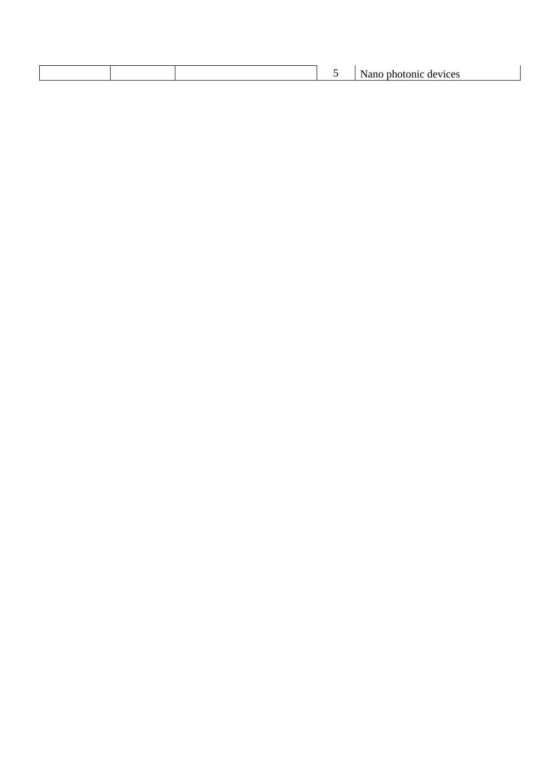| | | | | |
|---|---|---|---|---|
| | | | 5 | Nano photonic devices |